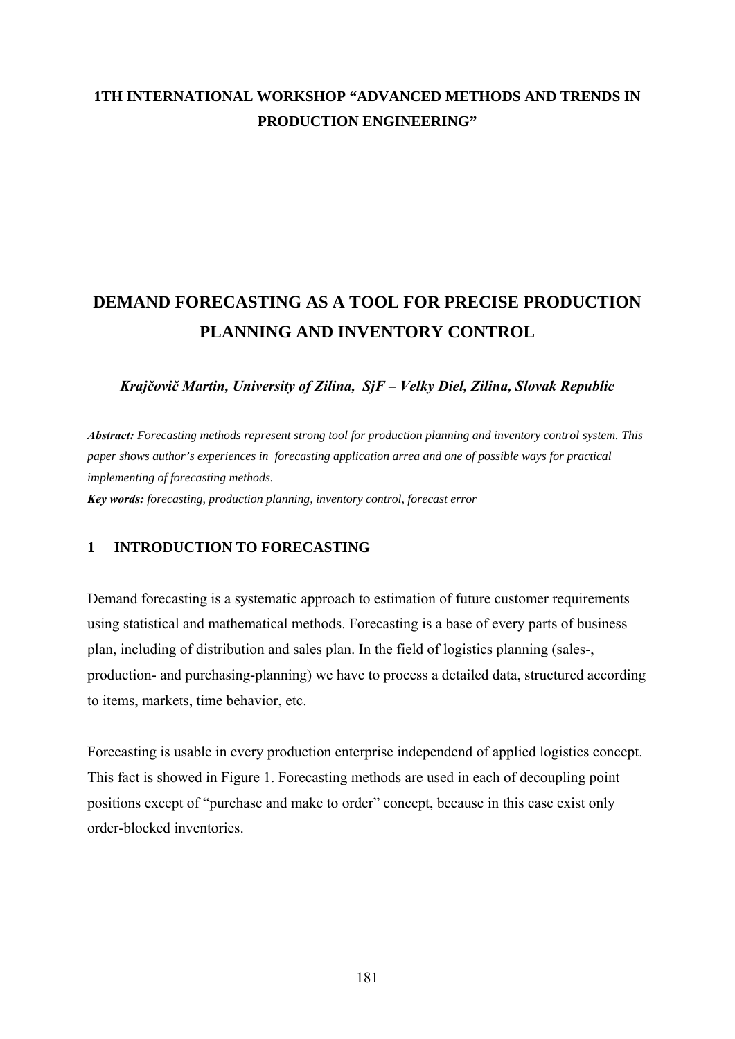**1TH INTERNATIONAL WORKSHOP "ADVANCED METHODS AND TRENDS IN PRODUCTION ENGINEERING"**

# DEMAND FORECASTING AS A TOOL FOR PRECISE PRODUCTION PLANNING AND INVENTORY CONTROL

***Krajčovič Martin, University of Zilina, SjF – Velky Diel, Zilina, Slovak Republic***

***Abstract:*** *Forecasting methods represent strong tool for production planning and inventory control system. This paper shows author's experiences in forecasting application arrea and one of possible ways for practical implementing of forecasting methods.*

***Key words:*** *forecasting, production planning, inventory control, forecast error*

## 1 INTRODUCTION TO FORECASTING

Demand forecasting is a systematic approach to estimation of future customer requirements using statistical and mathematical methods. Forecasting is a base of every parts of business plan, including of distribution and sales plan. In the field of logistics planning (sales-, production- and purchasing-planning) we have to process a detailed data, structured according to items, markets, time behavior, etc.

Forecasting is usable in every production enterprise independend of applied logistics concept. This fact is showed in Figure 1. Forecasting methods are used in each of decoupling point positions except of "purchase and make to order" concept, because in this case exist only order-blocked inventories.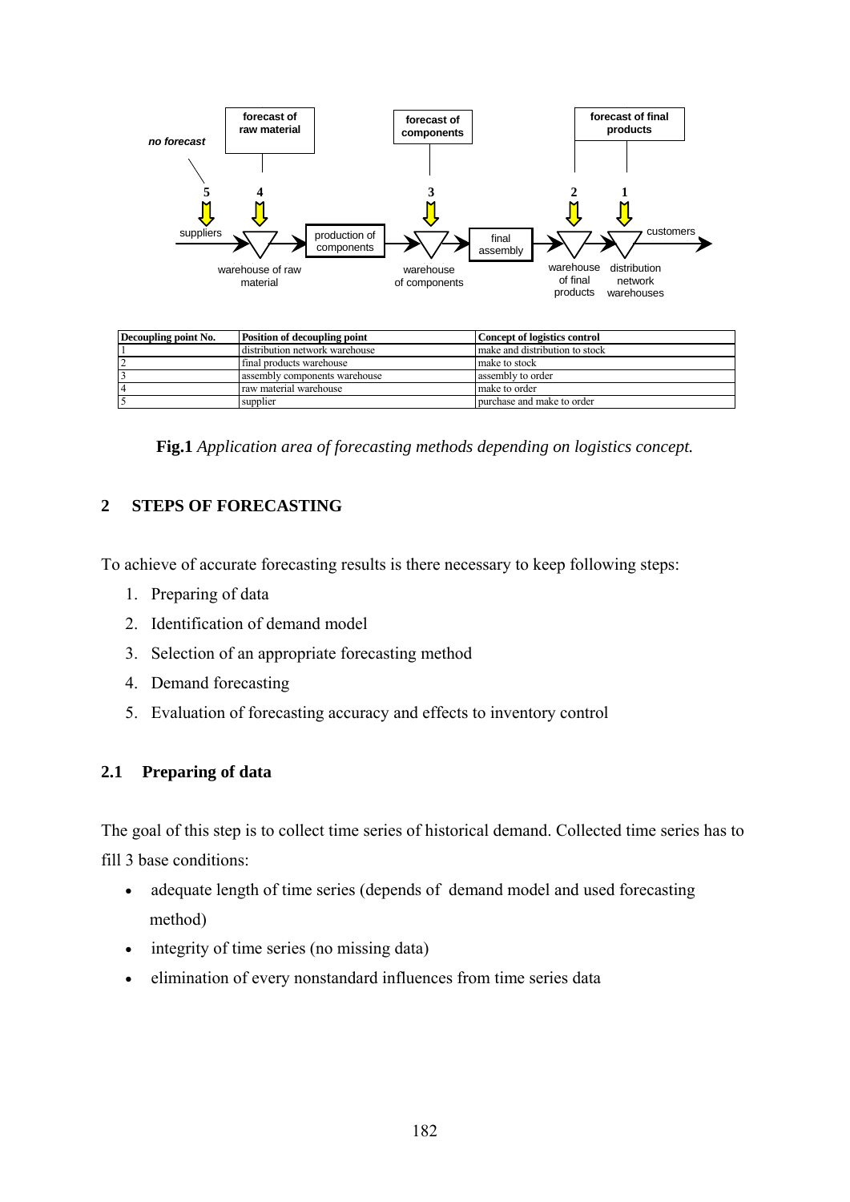| Decoupling point No. | Position of decoupling point | Concept of logistics control |
|---|---|---|
| 1 | distribution network warehouse | make and distribution to stock |
| 2 | final products warehouse | make to stock |
| 3 | assembly components warehouse | assembly to order |
| 4 | raw material warehouse | make to order |
| 5 | supplier | purchase and make to order |

**Fig.1** *Application area of forecasting methods depending on logistics concept.*

## 2 STEPS OF FORECASTING

To achieve of accurate forecasting results is there necessary to keep following steps:

1. Preparing of data
2. Identification of demand model
3. Selection of an appropriate forecasting method
4. Demand forecasting
5. Evaluation of forecasting accuracy and effects to inventory control

### 2.1 Preparing of data

The goal of this step is to collect time series of historical demand. Collected time series has to fill 3 base conditions:

- adequate length of time series (depends of demand model and used forecasting method)
- integrity of time series (no missing data)
- elimination of every nonstandard influences from time series data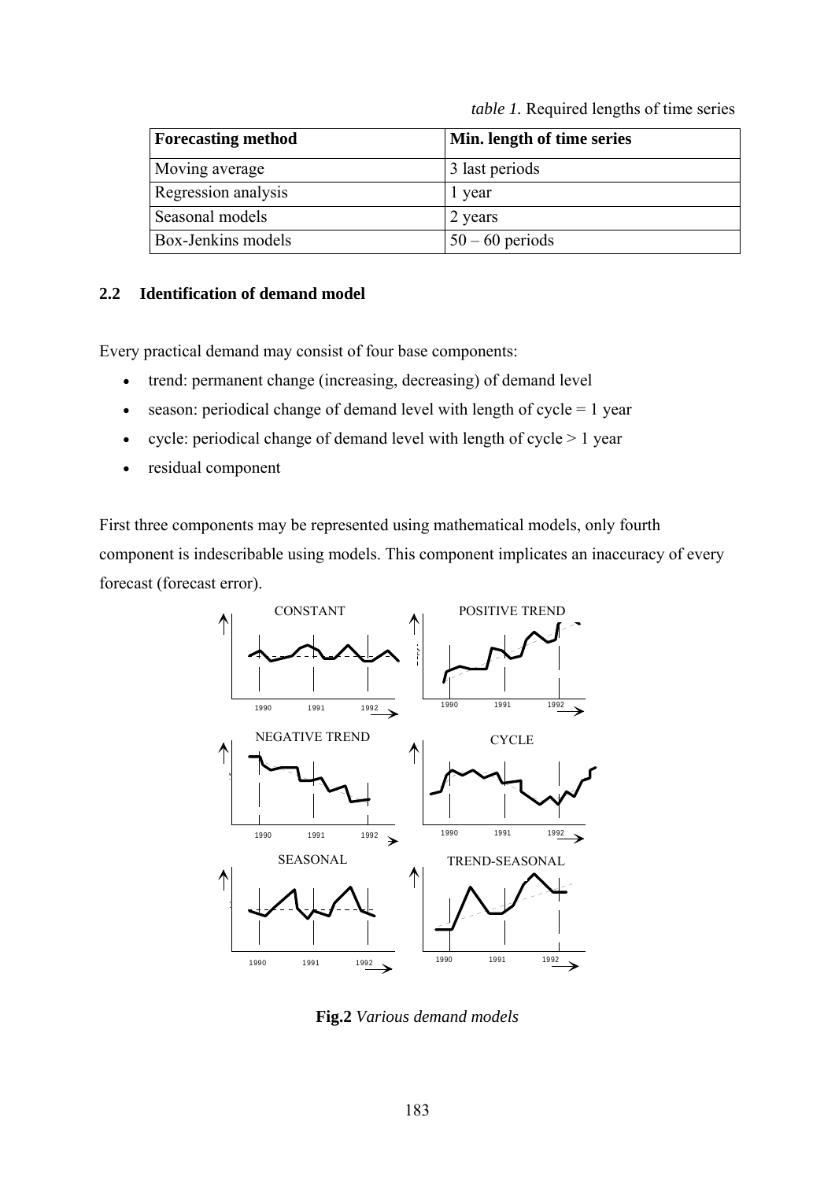*table 1.* Required lengths of time series

| Forecasting method | Min. length of time series |
|---|---|
| Moving average | 3 last periods |
| Regression analysis | 1 year |
| Seasonal models | 2 years |
| Box-Jenkins models | 50 – 60 periods |

## 2.2 Identification of demand model

Every practical demand may consist of four base components:

- trend: permanent change (increasing, decreasing) of demand level
- season: periodical change of demand level with length of cycle = 1 year
- cycle: periodical change of demand level with length of cycle > 1 year
- residual component

First three components may be represented using mathematical models, only fourth component is indescribable using models. This component implicates an inaccuracy of every forecast (forecast error).

CONSTANT | POSITIVE TREND | NEGATIVE TREND | CYCLE | SEASONAL | TREND-SEASONAL

**Fig.2** *Various demand models*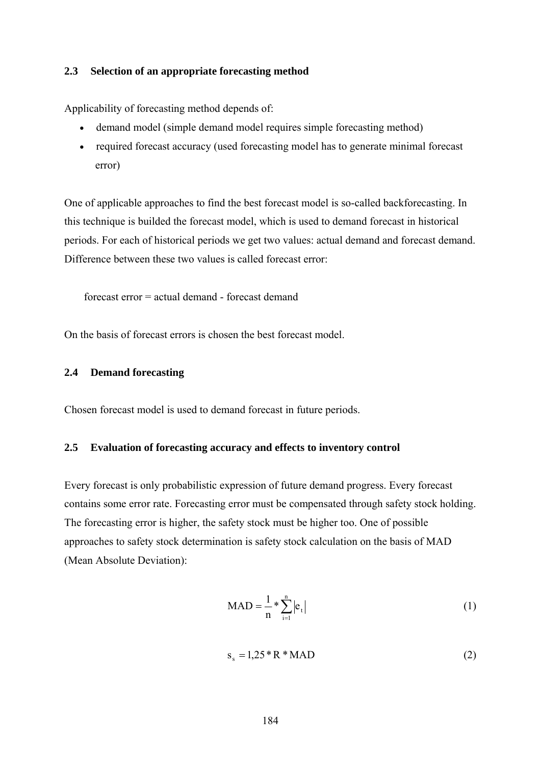### 2.3 Selection of an appropriate forecasting method

Applicability of forecasting method depends of:

- demand model (simple demand model requires simple forecasting method)
- required forecast accuracy (used forecasting model has to generate minimal forecast error)

One of applicable approaches to find the best forecast model is so-called backforecasting. In this technique is builded the forecast model, which is used to demand forecast in historical periods. For each of historical periods we get two values: actual demand and forecast demand. Difference between these two values is called forecast error:

forecast error = actual demand - forecast demand

On the basis of forecast errors is chosen the best forecast model.

### 2.4 Demand forecasting

Chosen forecast model is used to demand forecast in future periods.

### 2.5 Evaluation of forecasting accuracy and effects to inventory control

Every forecast is only probabilistic expression of future demand progress. Every forecast contains some error rate. Forecasting error must be compensated through safety stock holding. The forecasting error is higher, the safety stock must be higher too. One of possible approaches to safety stock determination is safety stock calculation on the basis of MAD (Mean Absolute Deviation):

$$\mathrm{MAD} = \frac{1}{n} * \sum_{i=1}^{n} |e_t| \tag{1}$$

$$s_s = 1{,}25 * R * \mathrm{MAD} \tag{2}$$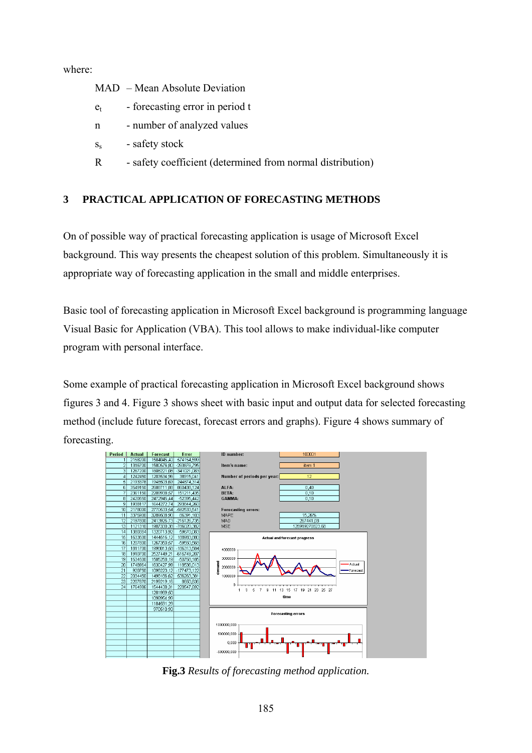where:

- MAD – Mean Absolute Deviation
- $e_t$ - forecasting error in period t
- n - number of analyzed values
- $s_s$ - safety stock
- R - safety coefficient (determined from normal distribution)

## 3 PRACTICAL APPLICATION OF FORECASTING METHODS

On of possible way of practical forecasting application is usage of Microsoft Excel background. This way presents the cheapest solution of this problem. Simultaneously it is appropriate way of forecasting application in the small and middle enterprises.

Basic tool of forecasting application in Microsoft Excel background is programming language Visual Basic for Application (VBA). This tool allows to make individual-like computer program with personal interface.

Some example of practical forecasting application in Microsoft Excel background shows figures 3 and 4. Figure 3 shows sheet with basic input and output data for selected forecasting method (include future forecast, forecast errors and graphs). Figure 4 shows summary of forecasting.

**Fig.3** *Results of forecasting method application.*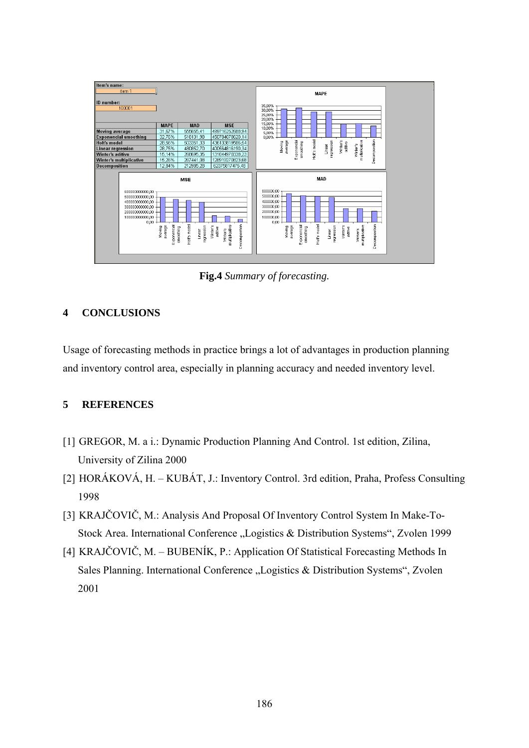Item's name:
item 1

ID number:
100001

| | MAPE | MAD | MSE |
|---|---|---|---|
| Moving average | 31,67% | 555665,41 | 499716252688,84 |
| Exponencial smoothing | 32,76% | 516131,98 | 450784078620,14 |
| Holt's model | 28,56% | 503351,33 | 436133819586,64 |
| Linear regression | 28,75% | 480852,70 | 400564816190,34 |
| Winter's aditive | 15,14% | 268695,35 | 131044970338,23 |
| Winter's multiplicative | 15,26% | 267441,08 | 128919270823,68 |
| Decomposition | 12,84% | 212985,29 | 62375817475,48 |

MAPE

35,00%
30,00%
25,00%
20,00%
15,00%
10,00%
5,00%
0,00%

Moving average
Exponencial smoothing
Holt's model
Linear regression
Winter's aditive
Winter's multiplicative
Decomposition

MSE

600000000000,00
500000000000,00
400000000000,00
300000000000,00
200000000000,00
100000000000,00
0,00

Moving average
Exponencial smoothing
Holt's model
Linear regression
Winter's aditive
Winter's multiplicative
Decomposition

MAD

600000,00
500000,00
400000,00
300000,00
200000,00
100000,00
0,00

Moving average
Exponencial smoothing
Holt's model
Linear regression
Winter's aditive
Winter's multiplicative
Decomposition

**Fig.4** *Summary of forecasting.*

## 4 CONCLUSIONS

Usage of forecasting methods in practice brings a lot of advantages in production planning and inventory control area, especially in planning accuracy and needed inventory level.

## 5 REFERENCES

[1] GREGOR, M. a i.: Dynamic Production Planning And Control. 1st edition, Zilina, University of Zilina 2000

[2] HORÁKOVÁ, H. – KUBÁT, J.: Inventory Control. 3rd edition, Praha, Profess Consulting 1998

[3] KRAJČOVIČ, M.: Analysis And Proposal Of Inventory Control System In Make-To-Stock Area. International Conference „Logistics & Distribution Systems“, Zvolen 1999

[4] KRAJČOVIČ, M. – BUBENÍK, P.: Application Of Statistical Forecasting Methods In Sales Planning. International Conference „Logistics & Distribution Systems“, Zvolen 2001